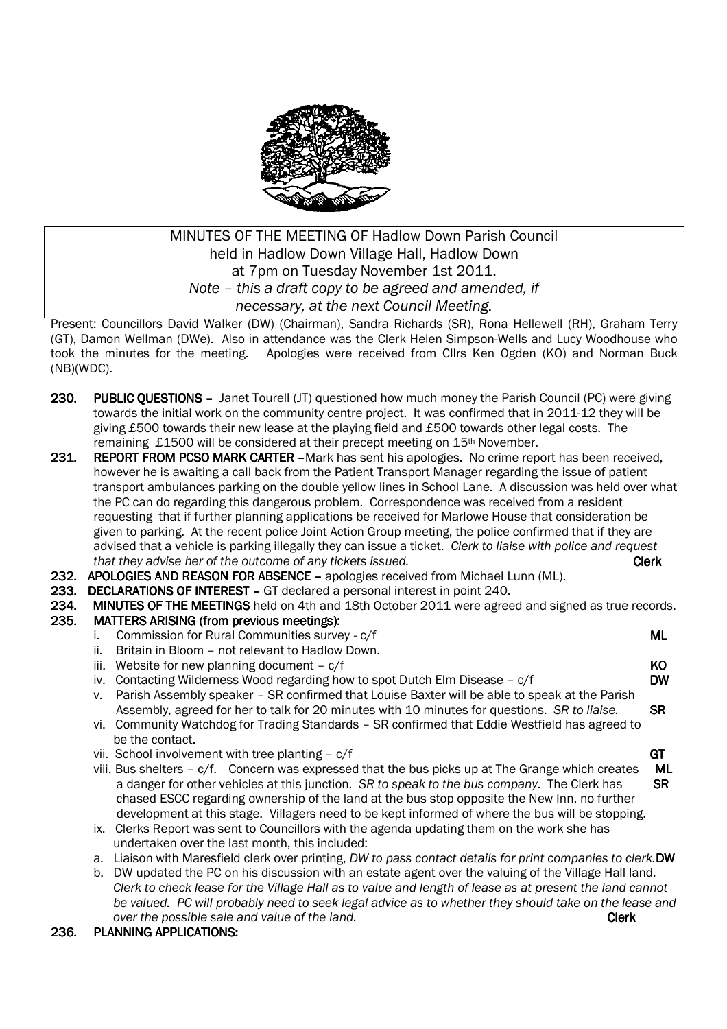MINUTES OF THE MEETING OF Hadlow Down Parish Council
held in Hadlow Down Village Hall, Hadlow Down
at 7pm on Tuesday November 1st 2011.
*Note – this a draft copy to be agreed and amended, if necessary, at the next Council Meeting.*

Present: Councillors David Walker (DW) (Chairman), Sandra Richards (SR), Rona Hellewell (RH), Graham Terry (GT), Damon Wellman (DWe). Also in attendance was the Clerk Helen Simpson-Wells and Lucy Woodhouse who took the minutes for the meeting. Apologies were received from Cllrs Ken Ogden (KO) and Norman Buck (NB)(WDC).

**230. PUBLIC QUESTIONS –** Janet Tourell (JT) questioned how much money the Parish Council (PC) were giving towards the initial work on the community centre project. It was confirmed that in 2011-12 they will be giving £500 towards their new lease at the playing field and £500 towards other legal costs. The remaining £1500 will be considered at their precept meeting on 15th November.

**231. REPORT FROM PCSO MARK CARTER –** Mark has sent his apologies. No crime report has been received, however he is awaiting a call back from the Patient Transport Manager regarding the issue of patient transport ambulances parking on the double yellow lines in School Lane. A discussion was held over what the PC can do regarding this dangerous problem. Correspondence was received from a resident requesting that if further planning applications be received for Marlowe House that consideration be given to parking. At the recent police Joint Action Group meeting, the police confirmed that if they are advised that a vehicle is parking illegally they can issue a ticket. *Clerk to liaise with police and request that they advise her of the outcome of any tickets issued.* **Clerk**

**232. APOLOGIES AND REASON FOR ABSENCE –** apologies received from Michael Lunn (ML).

**233. DECLARATIONS OF INTEREST –** GT declared a personal interest in point 240.

**234. MINUTES OF THE MEETINGS** held on 4th and 18th October 2011 were agreed and signed as true records.

**235. MATTERS ARISING (from previous meetings):**

i. Commission for Rural Communities survey - c/f **ML**

ii. Britain in Bloom – not relevant to Hadlow Down.

iii. Website for new planning document – c/f **KO**

iv. Contacting Wilderness Wood regarding how to spot Dutch Elm Disease – c/f **DW**

v. Parish Assembly speaker – SR confirmed that Louise Baxter will be able to speak at the Parish Assembly, agreed for her to talk for 20 minutes with 10 minutes for questions. *SR to liaise.* **SR**

vi. Community Watchdog for Trading Standards – SR confirmed that Eddie Westfield has agreed to be the contact.

vii. School involvement with tree planting – c/f **GT**

viii. Bus shelters – c/f. Concern was expressed that the bus picks up at The Grange which creates a danger for other vehicles at this junction. *SR to speak to the bus company*. The Clerk has chased ESCC regarding ownership of the land at the bus stop opposite the New Inn, no further development at this stage. Villagers need to be kept informed of where the bus will be stopping. **ML** **SR**

ix. Clerks Report was sent to Councillors with the agenda updating them on the work she has undertaken over the last month, this included:

a. Liaison with Maresfield clerk over printing, *DW to pass contact details for print companies to clerk.* **DW**

b. DW updated the PC on his discussion with an estate agent over the valuing of the Village Hall land. *Clerk to check lease for the Village Hall as to value and length of lease as at present the land cannot be valued. PC will probably need to seek legal advice as to whether they should take on the lease and over the possible sale and value of the land.* **Clerk**

**236. PLANNING APPLICATIONS:**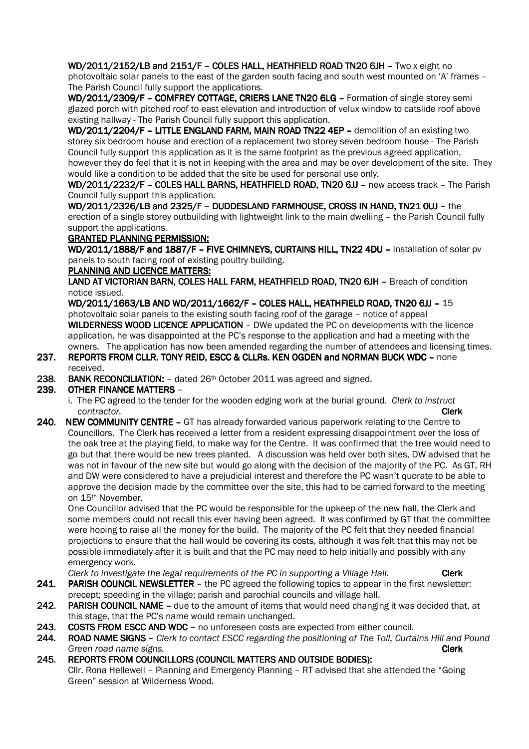**WD/2011/2152/LB and 2151/F – COLES HALL, HEATHFIELD ROAD TN20 6JH –** Two x eight no photovoltaic solar panels to the east of the garden south facing and south west mounted on 'A' frames – The Parish Council fully support the applications.

**WD/2011/2309/F – COMFREY COTTAGE, CRIERS LANE TN20 6LG –** Formation of single storey semi glazed porch with pitched roof to east elevation and introduction of velux window to catslide roof above existing hallway - The Parish Council fully support this application.

**WD/2011/2204/F – LITTLE ENGLAND FARM, MAIN ROAD TN22 4EP –** demolition of an existing two storey six bedroom house and erection of a replacement two storey seven bedroom house - The Parish Council fully support this application as it is the same footprint as the previous agreed application, however they do feel that it is not in keeping with the area and may be over development of the site. They would like a condition to be added that the site be used for personal use only.

**WD/2011/2232/F – COLES HALL BARNS, HEATHFIELD ROAD, TN20 6JJ –** new access track – The Parish Council fully support this application.

**WD/2011/2326/LB and 2325/F – DUDDESLAND FARMHOUSE, CROSS IN HAND, TN21 0UJ –** the erection of a single storey outbuilding with lightweight link to the main dweliing – the Parish Council fully support the applications.

**GRANTED PLANNING PERMISSION:**

**WD/2011/1888/F and 1887/F – FIVE CHIMNEYS, CURTAINS HILL, TN22 4DU –** Installation of solar pv panels to south facing roof of existing poultry building.

**PLANNING AND LICENCE MATTERS:**

**LAND AT VICTORIAN BARN, COLES HALL FARM, HEATHFIELD ROAD, TN20 6JH –** Breach of condition notice issued.

**WD/2011/1663/LB AND WD/2011/1662/F – COLES HALL, HEATHFIELD ROAD, TN20 6JJ –** 15 photovoltaic solar panels to the existing south facing roof of the garage – notice of appeal

**WILDERNESS WOOD LICENCE APPLICATION** – DWe updated the PC on developments with the licence application, he was disappointed at the PC's response to the application and had a meeting with the owners. The application has now been amended regarding the number of attendees and licensing times.

**237. REPORTS FROM CLLR. TONY REID, ESCC & CLLRs. KEN OGDEN and NORMAN BUCK WDC –** none received.

**238. BANK RECONCILIATION:** – dated 26th October 2011 was agreed and signed.

**239. OTHER FINANCE MATTERS** –

i. The PC agreed to the tender for the wooden edging work at the burial ground. *Clerk to instruct contractor.* **Clerk**

**240. NEW COMMUNITY CENTRE –** GT has already forwarded various paperwork relating to the Centre to Councillors. The Clerk has received a letter from a resident expressing disappointment over the loss of the oak tree at the playing field, to make way for the Centre. It was confirmed that the tree would need to go but that there would be new trees planted. A discussion was held over both sites, DW advised that he was not in favour of the new site but would go along with the decision of the majority of the PC. As GT, RH and DW were considered to have a prejudicial interest and therefore the PC wasn't quorate to be able to approve the decision made by the committee over the site, this had to be carried forward to the meeting on 15th November.

One Councillor advised that the PC would be responsible for the upkeep of the new hall, the Clerk and some members could not recall this ever having been agreed. It was confirmed by GT that the committee were hoping to raise all the money for the build. The majority of the PC felt that they needed financial projections to ensure that the hall would be covering its costs, although it was felt that this may not be possible immediately after it is built and that the PC may need to help initially and possibly with any emergency work.

*Clerk to investigate the legal requirements of the PC in supporting a Village Hall.* **Clerk**

**241. PARISH COUNCIL NEWSLETTER** – the PC agreed the following topics to appear in the first newsletter: precept; speeding in the village; parish and parochial councils and village hall.

**242. PARISH COUNCIL NAME –** due to the amount of items that would need changing it was decided that, at this stage, that the PC's name would remain unchanged.

**243. COSTS FROM ESCC AND WDC –** no unforeseen costs are expected from either council.

**244. ROAD NAME SIGNS –** *Clerk to contact ESCC regarding the positioning of The Toll, Curtains Hill and Pound Green road name signs.* **Clerk**

**245. REPORTS FROM COUNCILLORS (COUNCIL MATTERS AND OUTSIDE BODIES):**

Cllr. Rona Hellewell – Planning and Emergency Planning – RT advised that she attended the "Going Green" session at Wilderness Wood.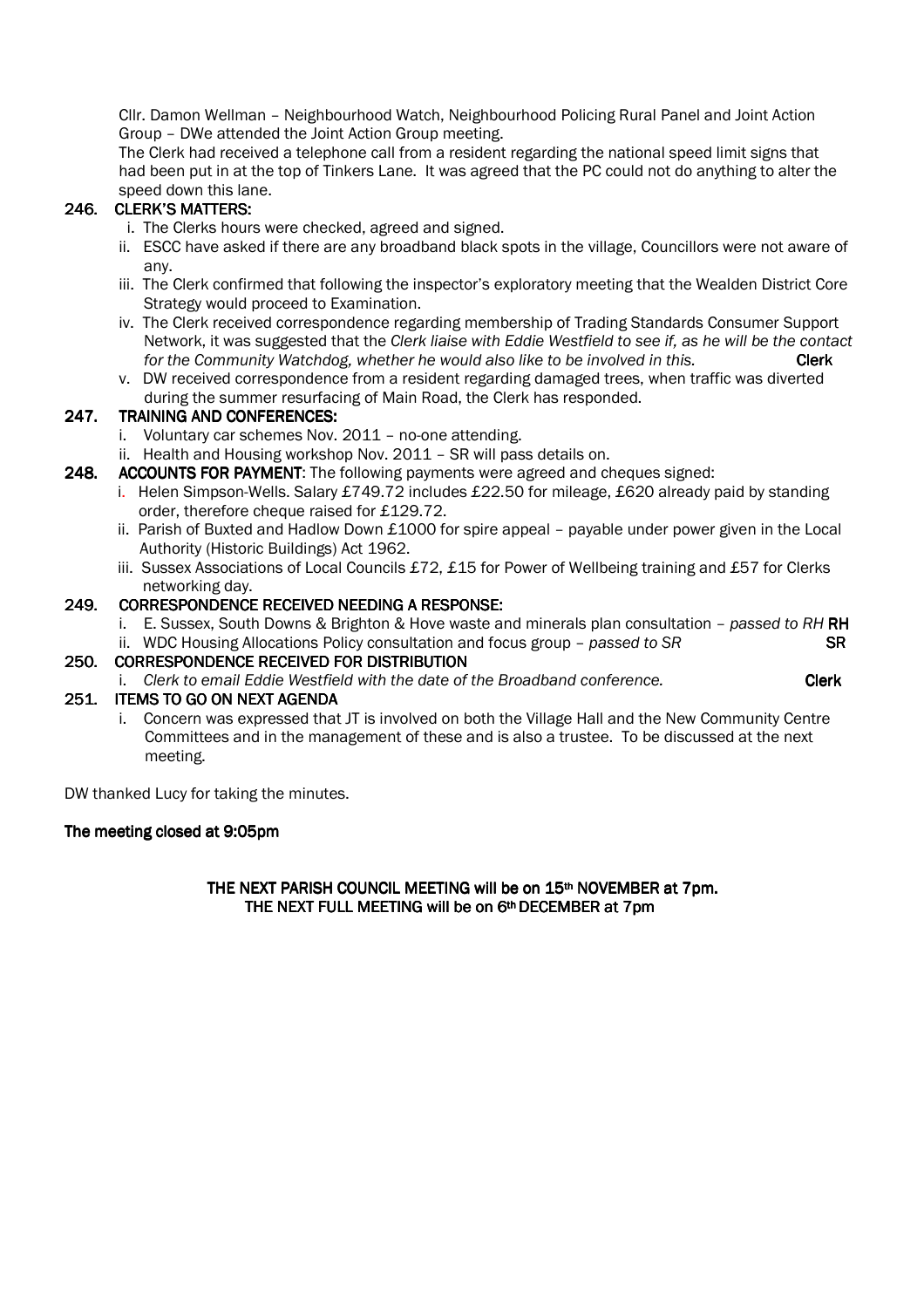Cllr. Damon Wellman – Neighbourhood Watch, Neighbourhood Policing Rural Panel and Joint Action Group – DWe attended the Joint Action Group meeting.

The Clerk had received a telephone call from a resident regarding the national speed limit signs that had been put in at the top of Tinkers Lane. It was agreed that the PC could not do anything to alter the speed down this lane.

**246. CLERK'S MATTERS:**

i. The Clerks hours were checked, agreed and signed.

ii. ESCC have asked if there are any broadband black spots in the village, Councillors were not aware of any.

iii. The Clerk confirmed that following the inspector's exploratory meeting that the Wealden District Core Strategy would proceed to Examination.

iv. The Clerk received correspondence regarding membership of Trading Standards Consumer Support Network, it was suggested that the *Clerk liaise with Eddie Westfield to see if, as he will be the contact for the Community Watchdog, whether he would also like to be involved in this.* **Clerk**

v. DW received correspondence from a resident regarding damaged trees, when traffic was diverted during the summer resurfacing of Main Road, the Clerk has responded.

**247. TRAINING AND CONFERENCES:**

i. Voluntary car schemes Nov. 2011 – no-one attending.

ii. Health and Housing workshop Nov. 2011 – SR will pass details on.

**248. ACCOUNTS FOR PAYMENT**: The following payments were agreed and cheques signed:

i. Helen Simpson-Wells. Salary £749.72 includes £22.50 for mileage, £620 already paid by standing order, therefore cheque raised for £129.72.

ii. Parish of Buxted and Hadlow Down £1000 for spire appeal – payable under power given in the Local Authority (Historic Buildings) Act 1962.

iii. Sussex Associations of Local Councils £72, £15 for Power of Wellbeing training and £57 for Clerks networking day.

**249. CORRESPONDENCE RECEIVED NEEDING A RESPONSE:**

i. E. Sussex, South Downs & Brighton & Hove waste and minerals plan consultation – *passed to RH* **RH**

ii. WDC Housing Allocations Policy consultation and focus group – *passed to SR* **SR**

**250. CORRESPONDENCE RECEIVED FOR DISTRIBUTION**

i. *Clerk to email Eddie Westfield with the date of the Broadband conference.* **Clerk**

**251. ITEMS TO GO ON NEXT AGENDA**

i. Concern was expressed that JT is involved on both the Village Hall and the New Community Centre Committees and in the management of these and is also a trustee. To be discussed at the next meeting.

DW thanked Lucy for taking the minutes.

**The meeting closed at 9:05pm**

**THE NEXT PARISH COUNCIL MEETING will be on 15th NOVEMBER at 7pm.**
**THE NEXT FULL MEETING will be on 6th DECEMBER at 7pm**